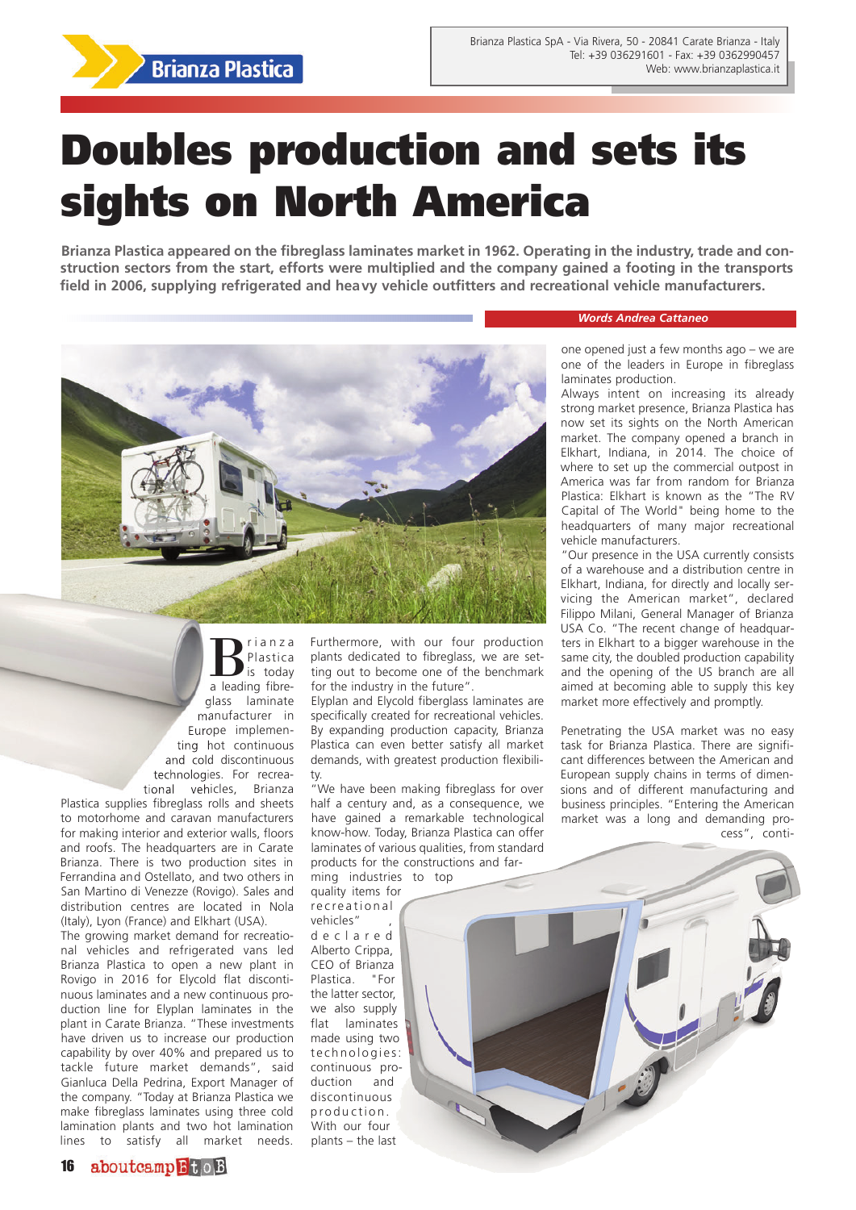Brianza Plastica SpA - Via Rivera, 50 - 20841 Carate Brianza - Italy
Tel: +39 036291601 - Fax: +39 0362990457
Web: www.brianzaplastica.it

# Doubles production and sets its sights on North America

**Brianza Plastica appeared on the fibreglass laminates market in 1962. Operating in the industry, trade and construction sectors from the start, efforts were multiplied and the company gained a footing in the transports field in 2006, supplying refrigerated and heavy vehicle outfitters and recreational vehicle manufacturers.**

*Words Andrea Cattaneo*

Brianza Plastica is today a leading fibreglass laminate manufacturer in Europe implementing hot continuous and cold discontinuous technologies. For recreational vehicles, Brianza Plastica supplies fibreglass rolls and sheets to motorhome and caravan manufacturers for making interior and exterior walls, floors and roofs. The headquarters are in Carate Brianza. There is two production sites in Ferrandina and Ostellato, and two others in San Martino di Venezze (Rovigo). Sales and distribution centres are located in Nola (Italy), Lyon (France) and Elkhart (USA).

The growing market demand for recreational vehicles and refrigerated vans led Brianza Plastica to open a new plant in Rovigo in 2016 for Elycord flat discontinuous laminates and a new continuous production line for Elyplan laminates in the plant in Carate Brianza. "These investments have driven us to increase our production capability by over 40% and prepared us to tackle future market demands", said Gianluca Della Pedrina, Export Manager of the company. "Today at Brianza Plastica we make fibreglass laminates using three cold lamination plants and two hot lamination lines to satisfy all market needs. Furthermore, with our four production plants dedicated to fibreglass, we are setting out to become one of the benchmark for the industry in the future".

Elyplan and Elycold fiberglass laminates are specifically created for recreational vehicles. By expanding production capacity, Brianza Plastica can even better satisfy all market demands, with greatest production flexibility.

"We have been making fibreglass for over half a century and, as a consequence, we have gained a remarkable technological know-how. Today, Brianza Plastica can offer laminates of various qualities, from standard products for the constructions and farming industries to top quality items for recreational vehicles", declared Alberto Crippa, CEO of Brianza Plastica. "For the latter sector, we also supply flat laminates made using two technologies: continuous production and discontinuous production. With our four plants – the last one opened just a few months ago – we are one of the leaders in Europe in fibreglass laminates production.

Always intent on increasing its already strong market presence, Brianza Plastica has now set its sights on the North American market. The company opened a branch in Elkhart, Indiana, in 2014. The choice of where to set up the commercial outpost in America was far from random for Brianza Plastica: Elkhart is known as the "The RV Capital of The World" being home to the headquarters of many major recreational vehicle manufacturers.

"Our presence in the USA currently consists of a warehouse and a distribution centre in Elkhart, Indiana, for directly and locally servicing the American market", declared Filippo Milani, General Manager of Brianza USA Co. "The recent change of headquarters in Elkhart to a bigger warehouse in the same city, the doubled production capability and the opening of the US branch are all aimed at becoming able to supply this key market more effectively and promptly.

Penetrating the USA market was no easy task for Brianza Plastica. There are significant differences between the American and European supply chains in terms of dimensions and of different manufacturing and business principles. "Entering the American market was a long and demanding process", conti-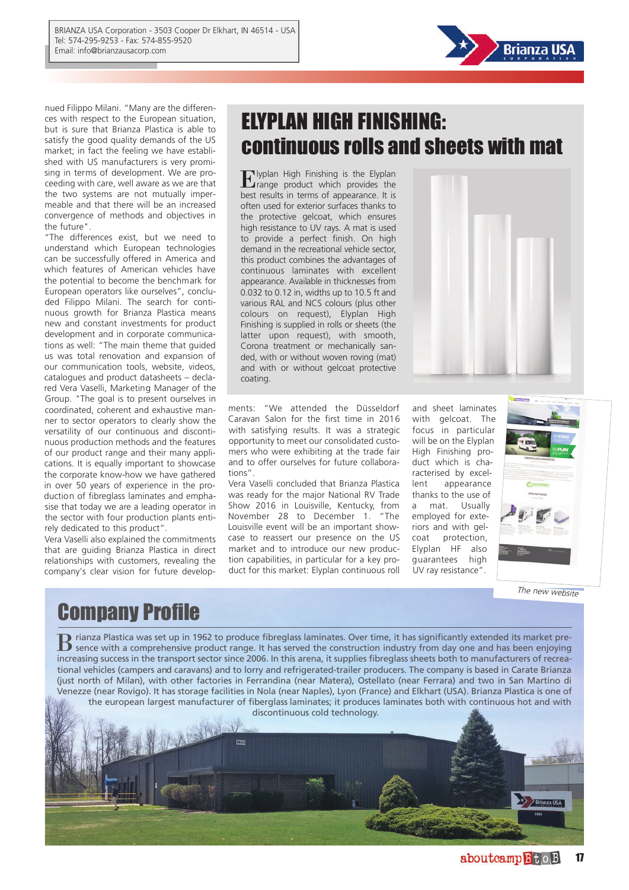BRIANZA USA Corporation - 3503 Cooper Dr Elkhart, IN 46514 - USA
Tel: 574-295-9253 - Fax: 574-855-9520
Email: info@brianzausacorp.com

nued Filippo Milani. "Many are the differences with respect to the European situation, but is sure that Brianza Plastica is able to satisfy the good quality demands of the US market; in fact the feeling we have established with US manufacturers is very promising in terms of development. We are proceeding with care, well aware as we are that the two systems are not mutually impermeable and that there will be an increased convergence of methods and objectives in the future".

"The differences exist, but we need to understand which European technologies can be successfully offered in America and which features of American vehicles have the potential to become the benchmark for European operators like ourselves", concluded Filippo Milani. The search for continuous growth for Brianza Plastica means new and constant investments for product development and in corporate communications as well: "The main theme that guided us was total renovation and expansion of our communication tools, website, videos, catalogues and product datasheets – declared Vera Vaselli, Marketing Manager of the Group. "The goal is to present ourselves in coordinated, coherent and exhaustive manner to sector operators to clearly show the versatility of our continuous and discontinuous production methods and the features of our product range and their many applications. It is equally important to showcase the corporate know-how we have gathered in over 50 years of experience in the production of fibreglass laminates and emphasise that today we are a leading operator in the sector with four production plants entirely dedicated to this product".

Vera Vaselli also explained the commitments that are guiding Brianza Plastica in direct relationships with customers, revealing the company's clear vision for future developments: "We attended the Düsseldorf Caravan Salon for the first time in 2016 with satisfying results. It was a strategic opportunity to meet our consolidated customers who were exhibiting at the trade fair and to offer ourselves for future collaborations".

Vera Vaselli concluded that Brianza Plastica was ready for the major National RV Trade Show 2016 in Louisville, Kentucky, from November 28 to December 1. "The Louisville event will be an important showcase to reassert our presence on the US market and to introduce our new production capabilities, in particular for a key product for this market: Elyplan continuous roll and sheet laminates with gelcoat. The focus in particular will be on the Elyplan High Finishing product which is characterised by excellent appearance thanks to the use of a mat. Usually employed for exteriors and with gelcoat protection, Elyplan HF also guarantees high UV ray resistance".

The new website

# ELYPLAN HIGH FINISHING: continuous rolls and sheets with mat

Elyplan High Finishing is the Elyplan range product which provides the best results in terms of appearance. It is often used for exterior surfaces thanks to the protective gelcoat, which ensures high resistance to UV rays. A mat is used to provide a perfect finish. On high demand in the recreational vehicle sector, this product combines the advantages of continuous laminates with excellent appearance. Available in thicknesses from 0.032 to 0.12 in, widths up to 10.5 ft and various RAL and NCS colours (plus other colours on request), Elyplan High Finishing is supplied in rolls or sheets (the latter upon request), with smooth, Corona treatment or mechanically sanded, with or without woven roving (mat) and with or without gelcoat protective coating.

# Company Profile

Brianza Plastica was set up in 1962 to produce fibreglass laminates. Over time, it has significantly extended its market presence with a comprehensive product range. It has served the construction industry from day one and has been enjoying increasing success in the transport sector since 2006. In this arena, it supplies fibreglass sheets both to manufacturers of recreational vehicles (campers and caravans) and to lorry and refrigerated-trailer producers. The company is based in Carate Brianza (just north of Milan), with other factories in Ferrandina (near Matera), Ostellato (near Ferrara) and two in San Martino di Venezze (near Rovigo). It has storage facilities in Nola (near Naples), Lyon (France) and Elkhart (USA). Brianza Plastica is one of the european largest manufacturer of fiberglass laminates; it produces laminates both with continuous hot and with discontinuous cold technology.